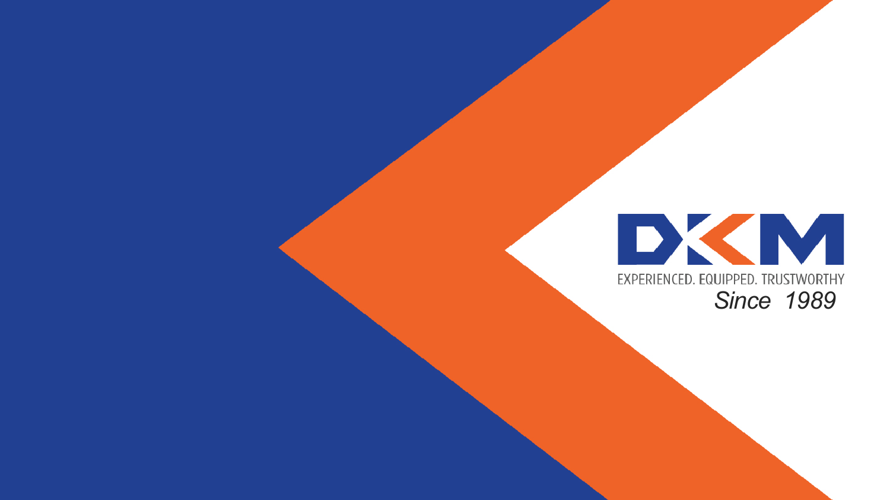# DKM

EXPERIENCED. EQUIPPED. TRUSTWORTHY

*Since 1989*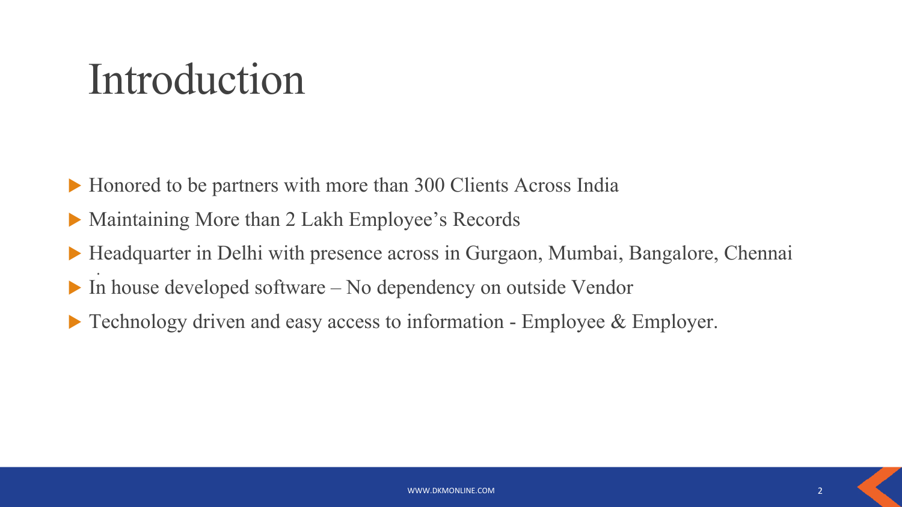# Introduction

- Honored to be partners with more than 300 Clients Across India
- Maintaining More than 2 Lakh Employee's Records
- Headquarter in Delhi with presence across in Gurgaon, Mumbai, Bangalore, Chennai
- In house developed software – No dependency on outside Vendor
- Technology driven and easy access to information - Employee & Employer.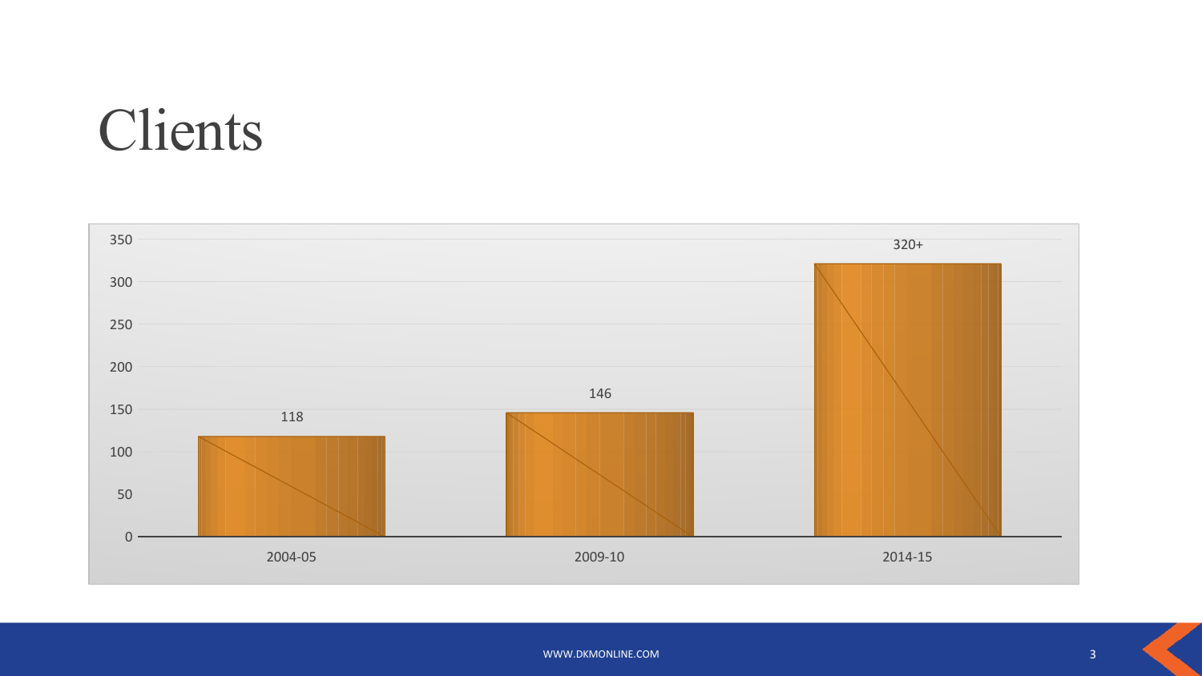# Clients

| Year | Clients |
|---|---|
| 2004-05 | 118 |
| 2009-10 | 146 |
| 2014-15 | 320+ |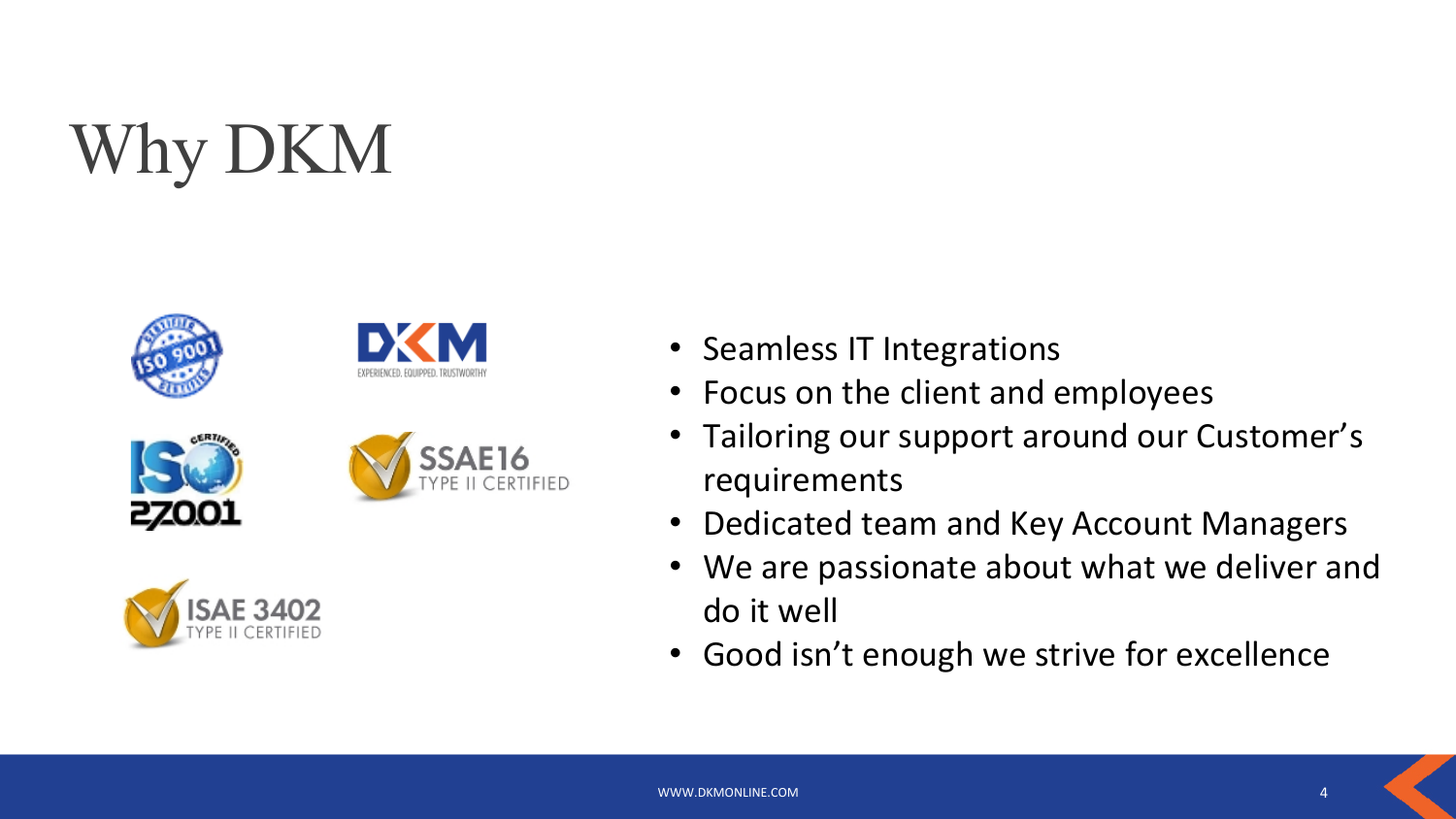# Why DKM

- Seamless IT Integrations
- Focus on the client and employees
- Tailoring our support around our Customer's requirements
- Dedicated team and Key Account Managers
- We are passionate about what we deliver and do it well
- Good isn't enough we strive for excellence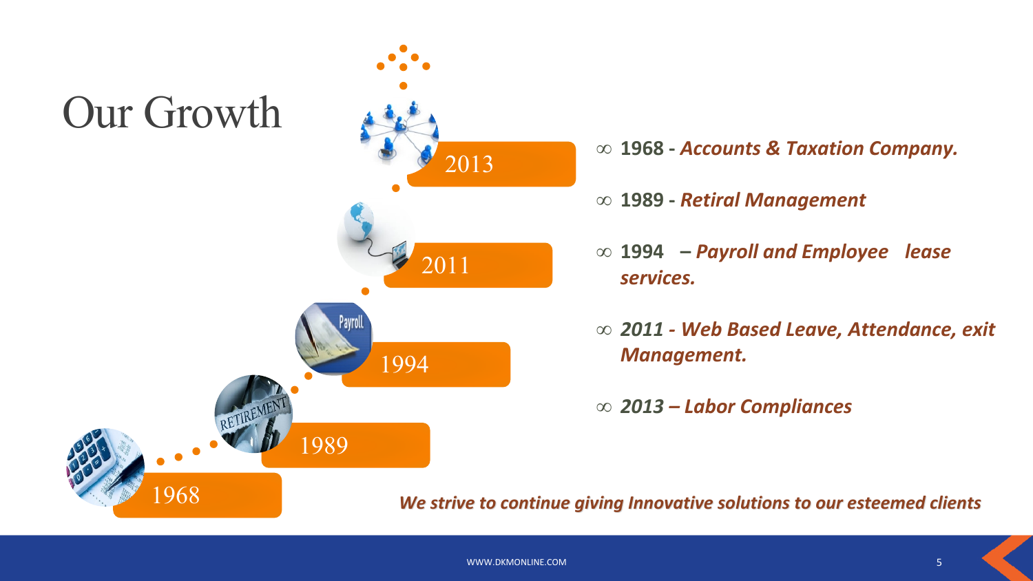# Our Growth

2013

2011

1994

1989

1968

- **1968 -** ***Accounts & Taxation Company.***
- **1989 -** ***Retiral Management***
- **1994 –** ***Payroll and Employee lease services.***
- ***2011 - Web Based Leave, Attendance, exit Management.***
- ***2013 – Labor Compliances***

***We strive to continue giving Innovative solutions to our esteemed clients***

WWW.DKMONLINE.COM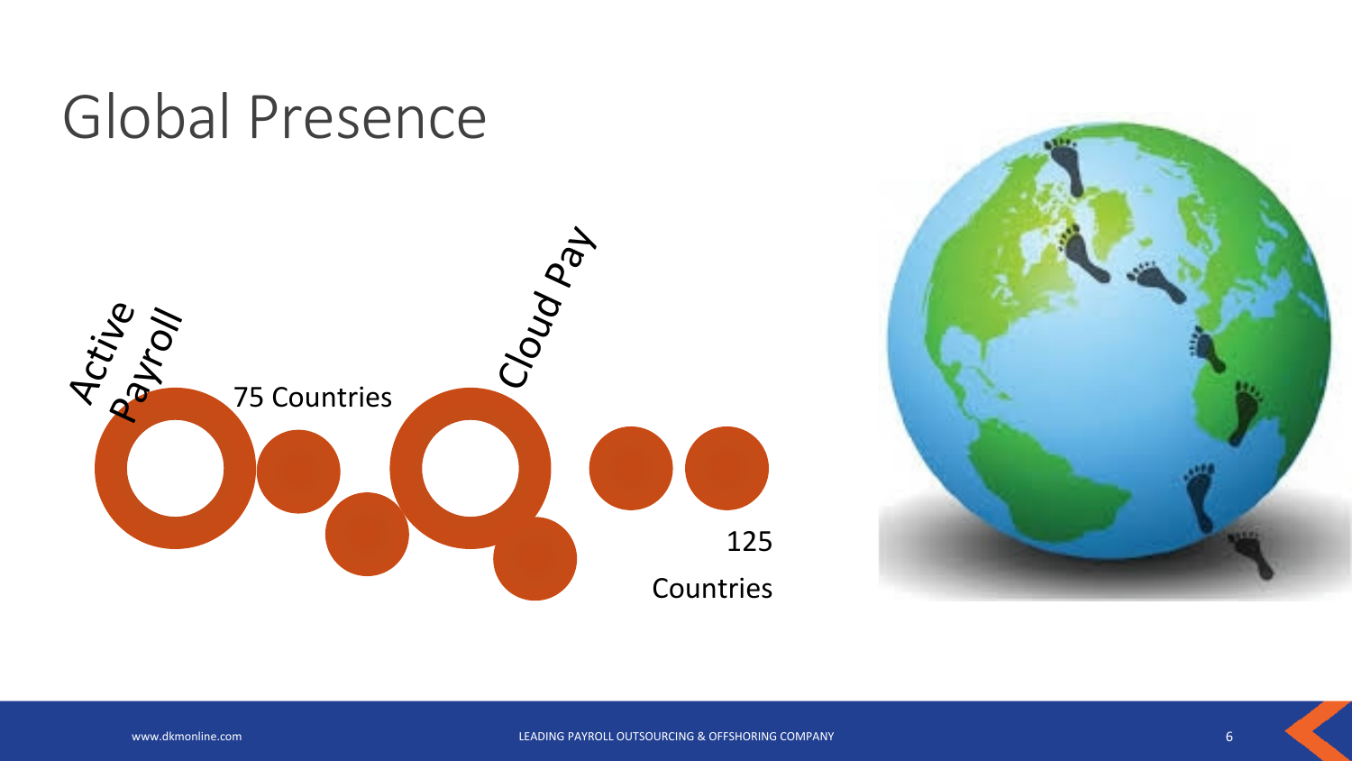# Global Presence

Active Payroll

75 Countries

Cloud Pay

125 Countries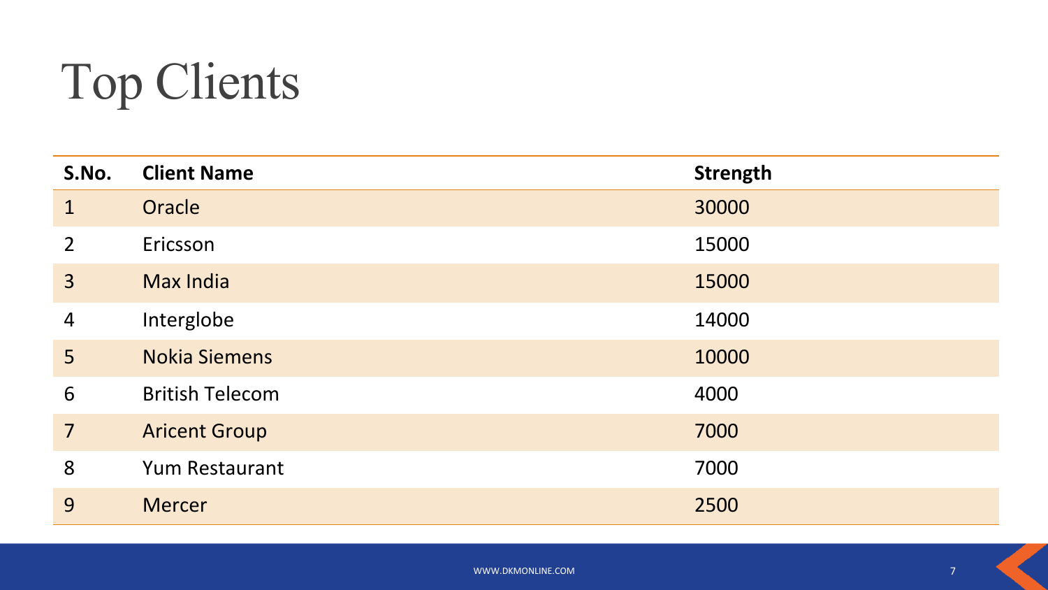# Top Clients

| S.No. | Client Name | Strength |
|---|---|---|
| 1 | Oracle | 30000 |
| 2 | Ericsson | 15000 |
| 3 | Max India | 15000 |
| 4 | Interglobe | 14000 |
| 5 | Nokia Siemens | 10000 |
| 6 | British Telecom | 4000 |
| 7 | Aricent Group | 7000 |
| 8 | Yum Restaurant | 7000 |
| 9 | Mercer | 2500 |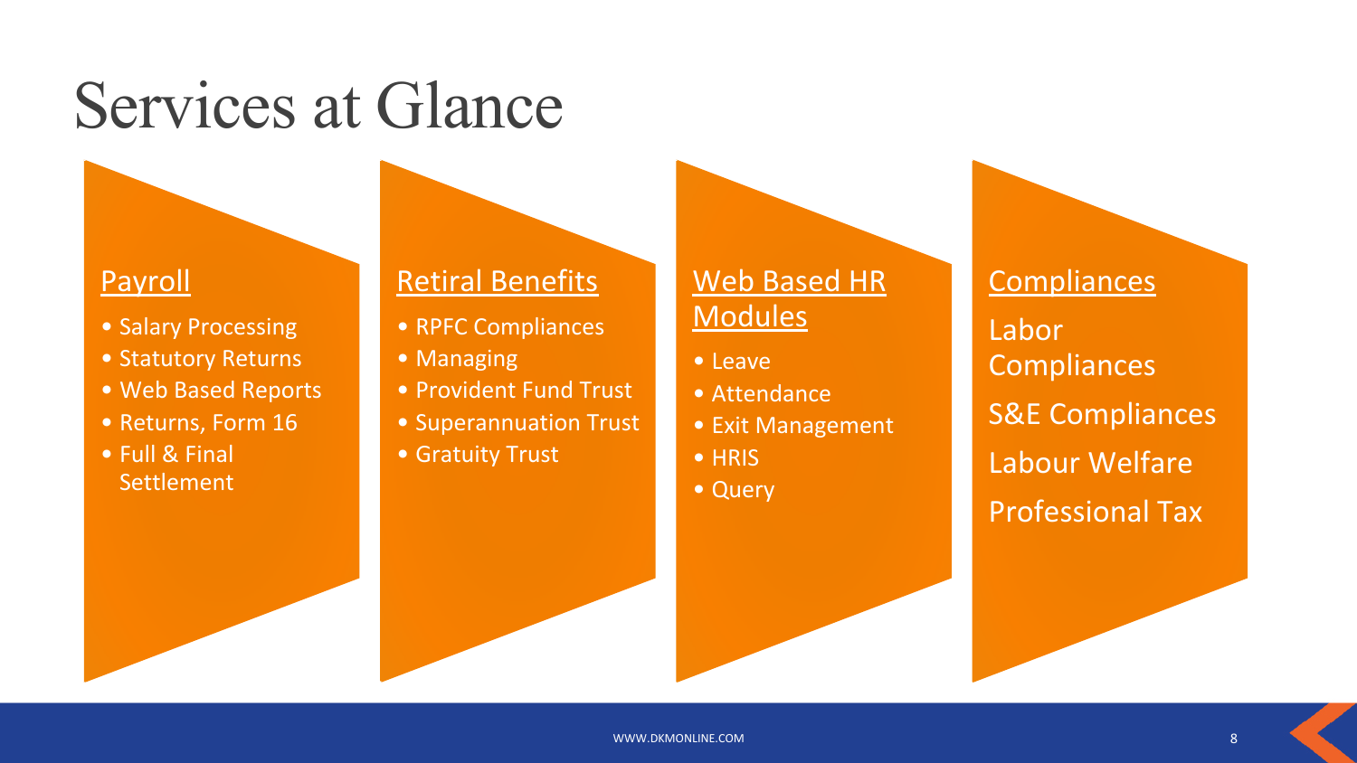# Services at Glance

## Payroll

- Salary Processing
- Statutory Returns
- Web Based Reports
- Returns, Form 16
- Full & Final Settlement

## Retiral Benefits

- RPFC Compliances
- Managing
- Provident Fund Trust
- Superannuation Trust
- Gratuity Trust

## Web Based HR Modules

- Leave
- Attendance
- Exit Management
- HRIS
- Query

## Compliances

Labor Compliances

S&E Compliances

Labour Welfare

Professional Tax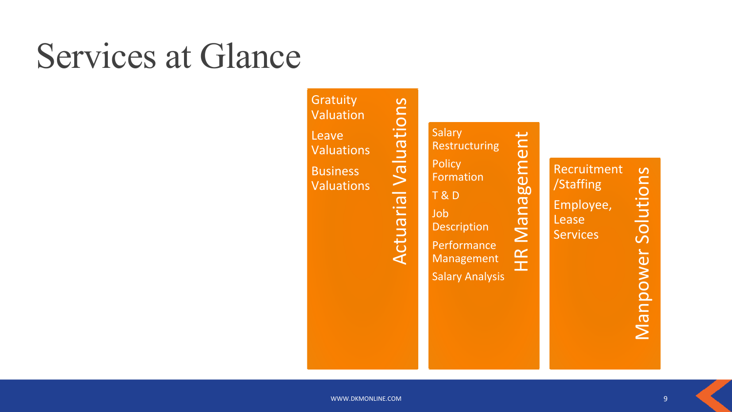# Services at Glance

## Actuarial Valuations

- Gratuity Valuation
- Leave Valuations
- Business Valuations

## HR Management

- Salary Restructuring
- Policy Formation
- T & D
- Job Description
- Performance Management
- Salary Analysis

## Manpower Solutions

- Recruitment /Staffing
- Employee, Lease Services

WWW.DKMONLINE.COM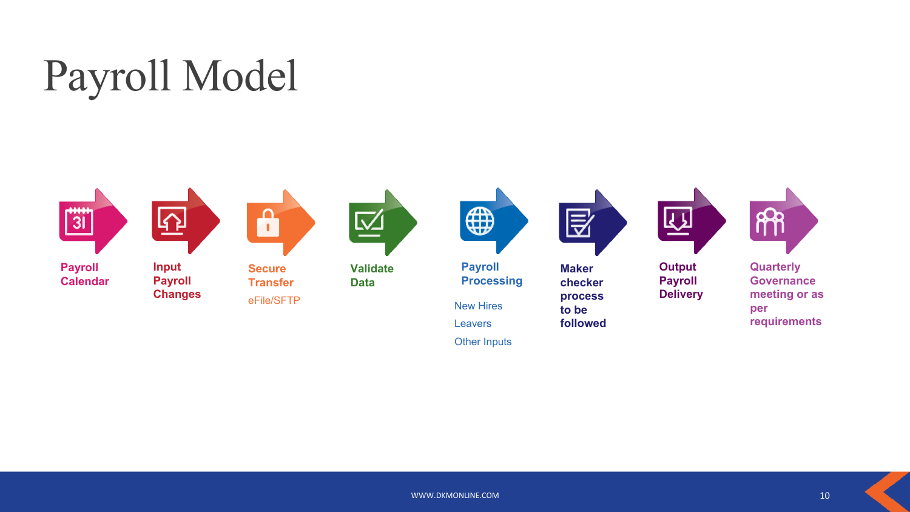# Payroll Model

1. **Payroll Calendar**
2. **Input Payroll Changes**
3. **Secure Transfer**
   eFile/SFTP
4. **Validate Data**
5. **Payroll Processing**
   - New Hires
   - Leavers
   - Other Inputs
6. **Maker checker process to be followed**
7. **Output Payroll Delivery**
8. **Quarterly Governance meeting or as per requirements**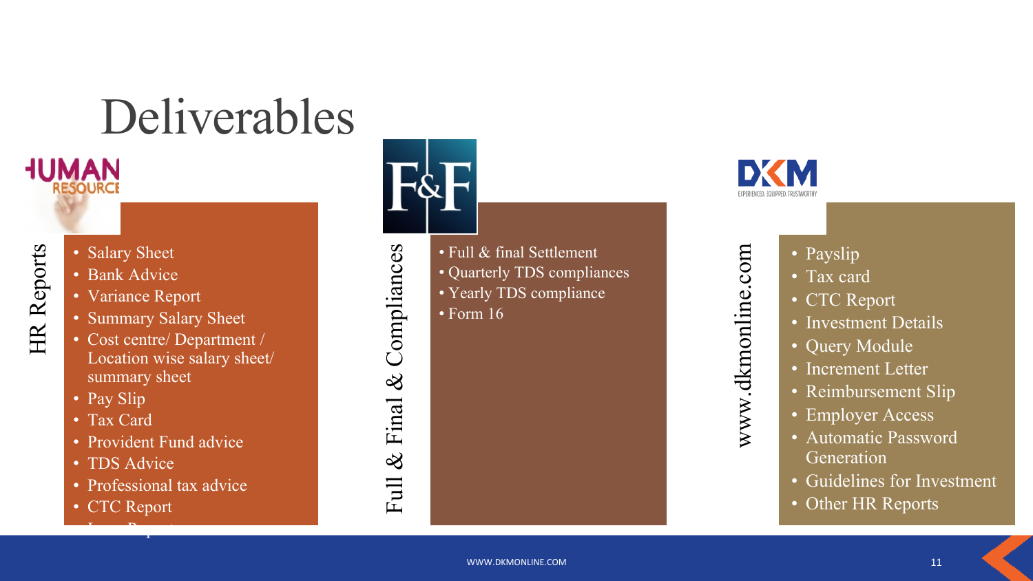# Deliverables

## HR Reports

- Salary Sheet
- Bank Advice
- Variance Report
- Summary Salary Sheet
- Cost centre/ Department / Location wise salary sheet/ summary sheet
- Pay Slip
- Tax Card
- Provident Fund advice
- TDS Advice
- Professional tax advice
- CTC Report

## Full & Final & Compliances

- Full & final Settlement
- Quarterly TDS compliances
- Yearly TDS compliance
- Form 16

## www.dkmonline.com

- Payslip
- Tax card
- CTC Report
- Investment Details
- Query Module
- Increment Letter
- Reimbursement Slip
- Employer Access
- Automatic Password Generation
- Guidelines for Investment
- Other HR Reports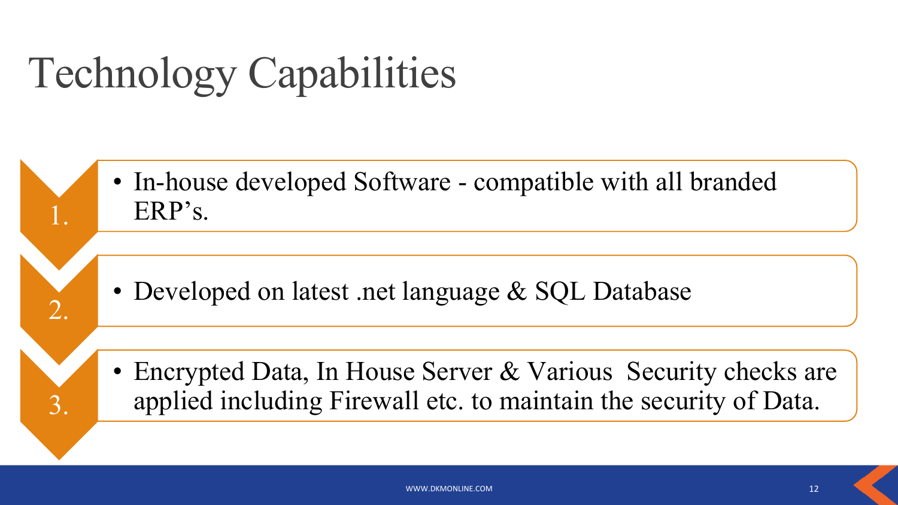# Technology Capabilities

1. • In-house developed Software - compatible with all branded ERP's.

2. • Developed on latest .net language & SQL Database

3. • Encrypted Data, In House Server & Various Security checks are applied including Firewall etc. to maintain the security of Data.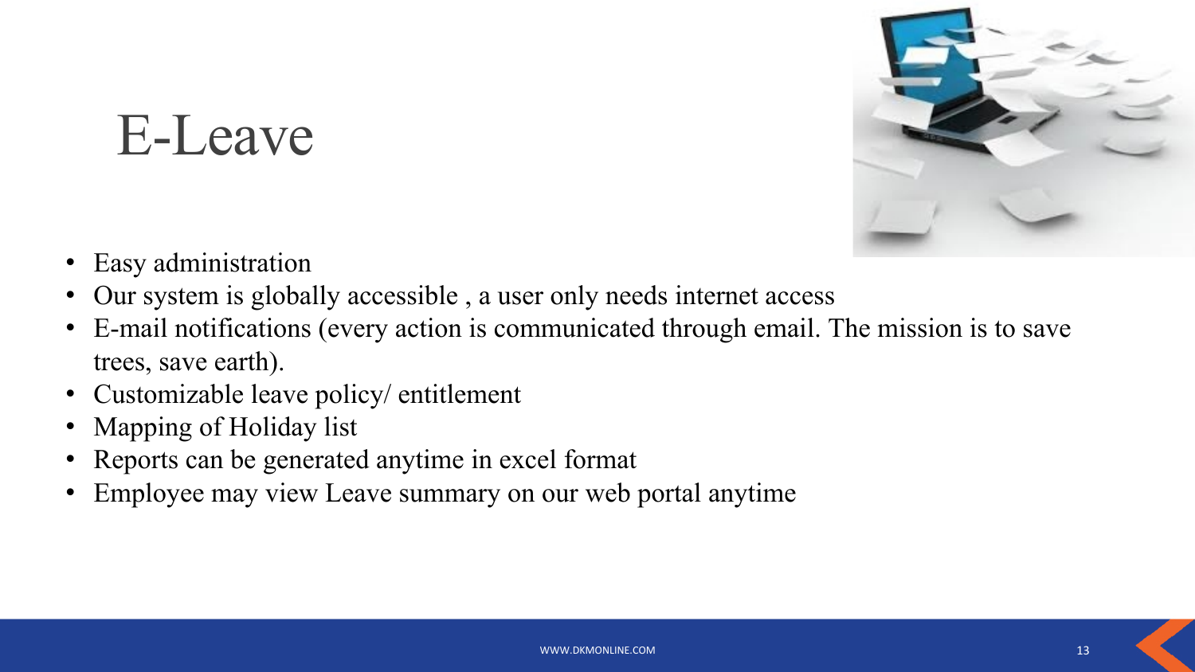# E-Leave

- Easy administration
- Our system is globally accessible , a user only needs internet access
- E-mail notifications (every action is communicated through email. The mission is to save trees, save earth).
- Customizable leave policy/ entitlement
- Mapping of Holiday list
- Reports can be generated anytime in excel format
- Employee may view Leave summary on our web portal anytime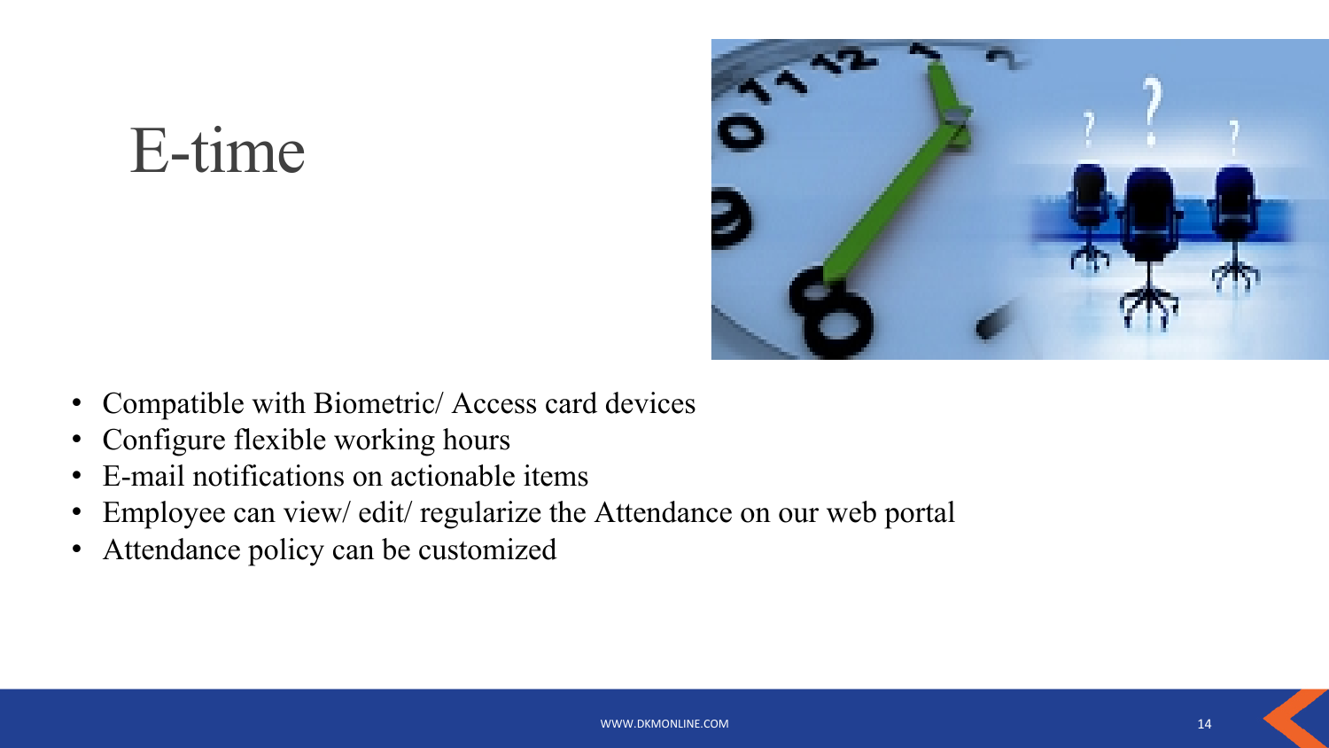# E-time

- Compatible with Biometric/ Access card devices
- Configure flexible working hours
- E-mail notifications on actionable items
- Employee can view/ edit/ regularize the Attendance on our web portal
- Attendance policy can be customized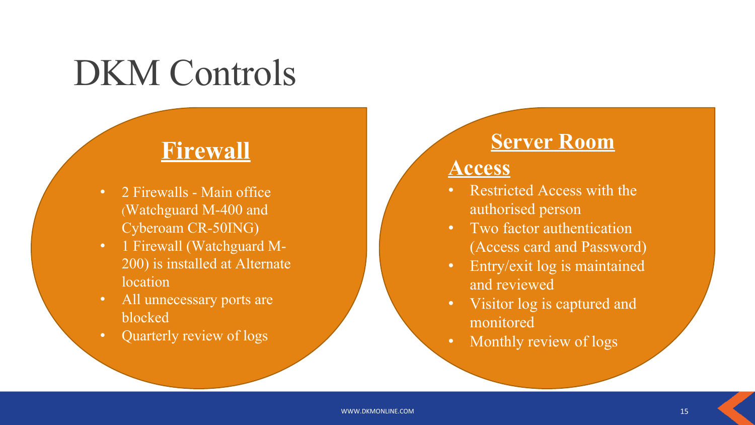# DKM Controls

## Firewall

- 2 Firewalls - Main office (Watchguard M-400 and Cyberoam CR-50ING)
- 1 Firewall (Watchguard M-200) is installed at Alternate location
- All unnecessary ports are blocked
- Quarterly review of logs

## Server Room Access

- Restricted Access with the authorised person
- Two factor authentication (Access card and Password)
- Entry/exit log is maintained and reviewed
- Visitor log is captured and monitored
- Monthly review of logs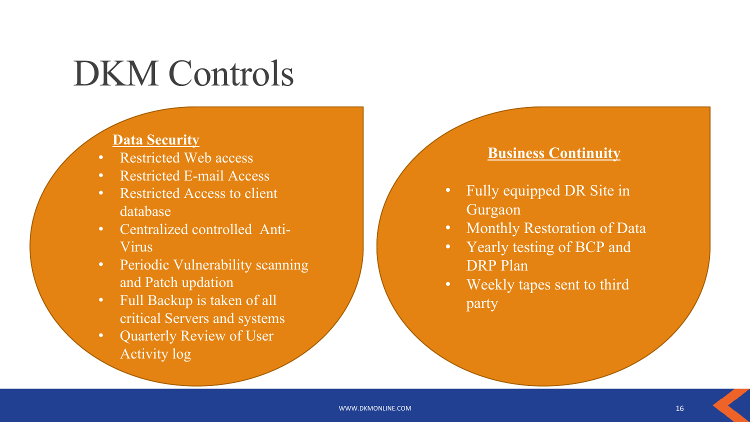# DKM Controls

**Data Security**

- Restricted Web access
- Restricted E-mail Access
- Restricted Access to client database
- Centralized controlled Anti-Virus
- Periodic Vulnerability scanning and Patch updation
- Full Backup is taken of all critical Servers and systems
- Quarterly Review of User Activity log

**Business Continuity**

- Fully equipped DR Site in Gurgaon
- Monthly Restoration of Data
- Yearly testing of BCP and DRP Plan
- Weekly tapes sent to third party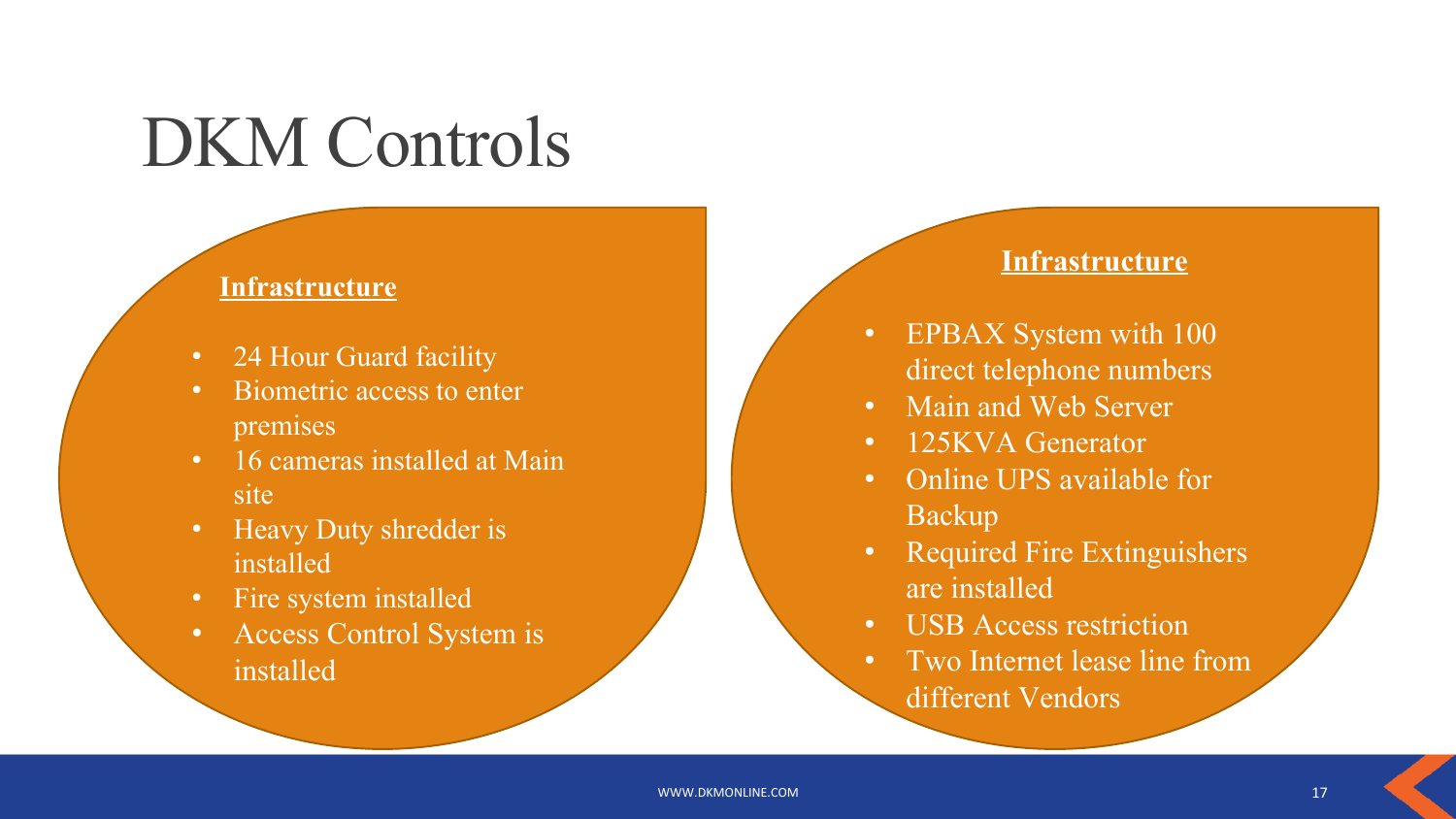# DKM Controls

### Infrastructure

- 24 Hour Guard facility
- Biometric access to enter premises
- 16 cameras installed at Main site
- Heavy Duty shredder is installed
- Fire system installed
- Access Control System is installed

### Infrastructure

- EPBAX System with 100 direct telephone numbers
- Main and Web Server
- 125KVA Generator
- Online UPS available for Backup
- Required Fire Extinguishers are installed
- USB Access restriction
- Two Internet lease line from different Vendors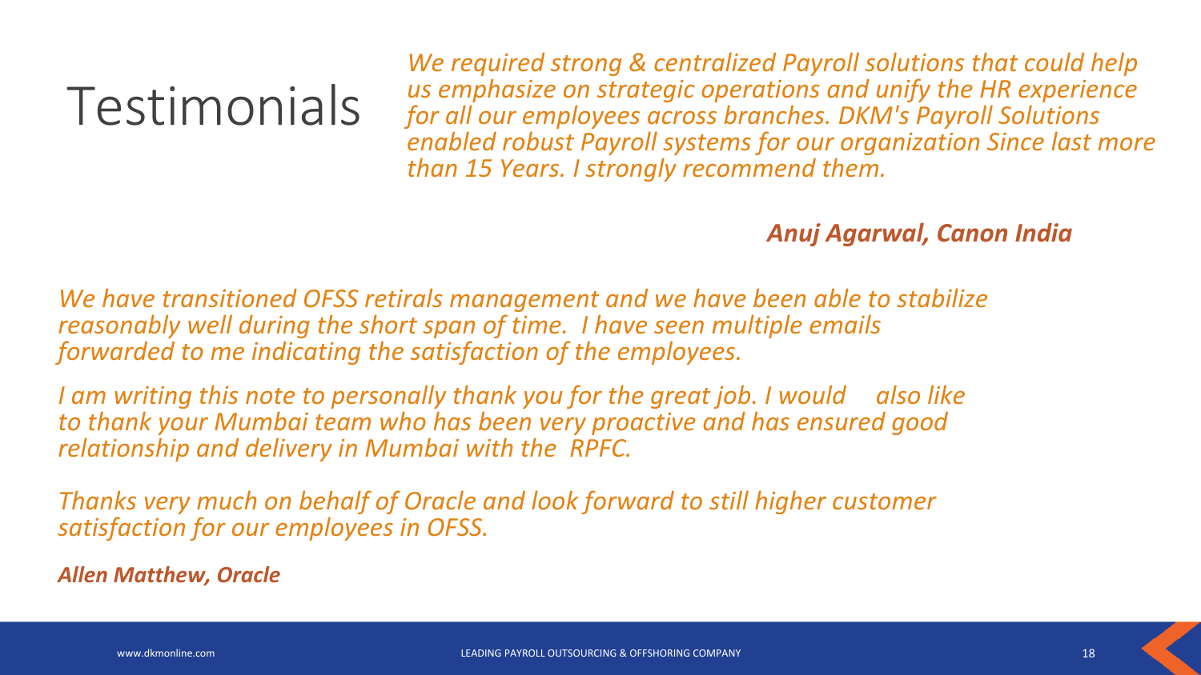# Testimonials

*We required strong & centralized Payroll solutions that could help us emphasize on strategic operations and unify the HR experience for all our employees across branches. DKM's Payroll Solutions enabled robust Payroll systems for our organization Since last more than 15 Years. I strongly recommend them.*

***Anuj Agarwal, Canon India***

*We have transitioned OFSS retirals management and we have been able to stabilize reasonably well during the short span of time. I have seen multiple emails forwarded to me indicating the satisfaction of the employees.*

*I am writing this note to personally thank you for the great job. I would also like to thank your Mumbai team who has been very proactive and has ensured good relationship and delivery in Mumbai with the RPFC.*

*Thanks very much on behalf of Oracle and look forward to still higher customer satisfaction for our employees in OFSS.*

***Allen Matthew, Oracle***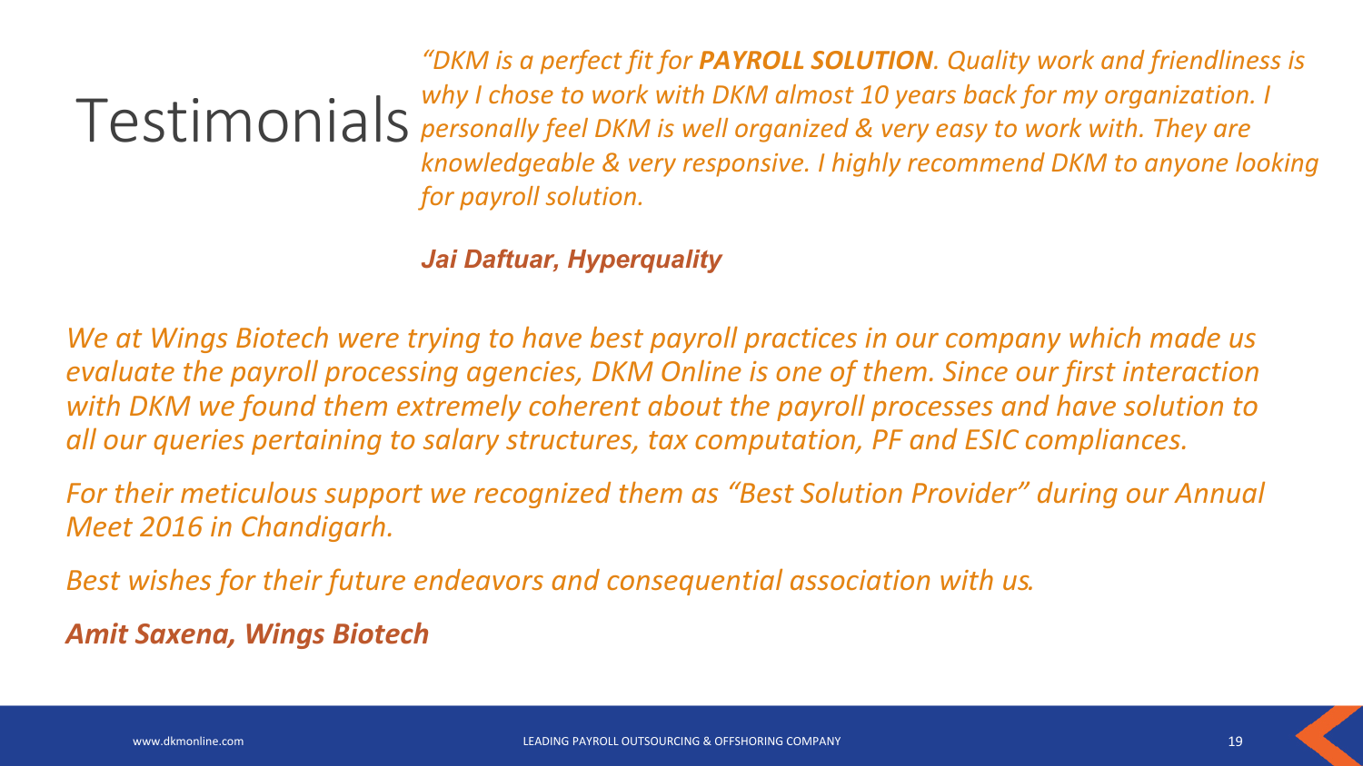# Testimonials

*"DKM is a perfect fit for **PAYROLL SOLUTION**. Quality work and friendliness is why I chose to work with DKM almost 10 years back for my organization. I personally feel DKM is well organized & very easy to work with. They are knowledgeable & very responsive. I highly recommend DKM to anyone looking for payroll solution.*

***Jai Daftuar, Hyperquality***

*We at Wings Biotech were trying to have best payroll practices in our company which made us evaluate the payroll processing agencies, DKM Online is one of them. Since our first interaction with DKM we found them extremely coherent about the payroll processes and have solution to all our queries pertaining to salary structures, tax computation, PF and ESIC compliances.*

*For their meticulous support we recognized them as "Best Solution Provider" during our Annual Meet 2016 in Chandigarh.*

*Best wishes for their future endeavors and consequential association with us.*

***Amit Saxena, Wings Biotech***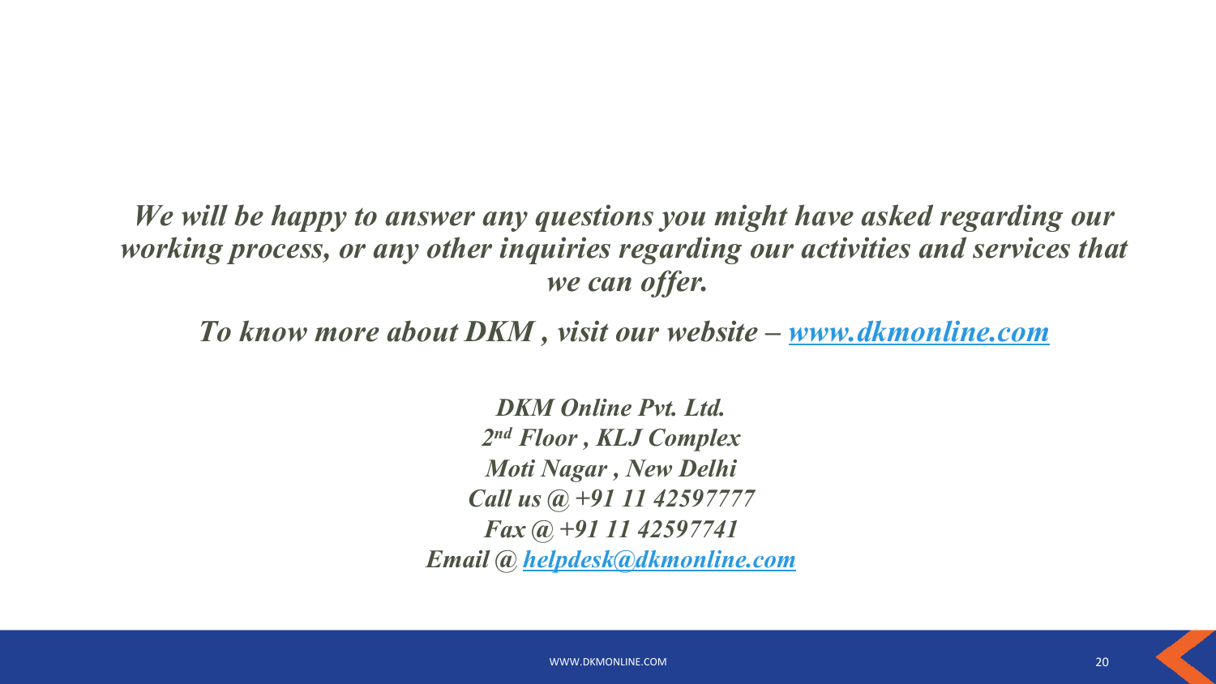***We will be happy to answer any questions you might have asked regarding our working process, or any other inquiries regarding our activities and services that we can offer.***

***To know more about DKM , visit our website – [www.dkmonline.com](http://www.dkmonline.com)***

***DKM Online Pvt. Ltd.***
***2nd Floor , KLJ Complex***
***Moti Nagar , New Delhi***
***Call us @ +91 11 42597777***
***Fax @ +91 11 42597741***
***Email @ [helpdesk@dkmonline.com](mailto:helpdesk@dkmonline.com)***